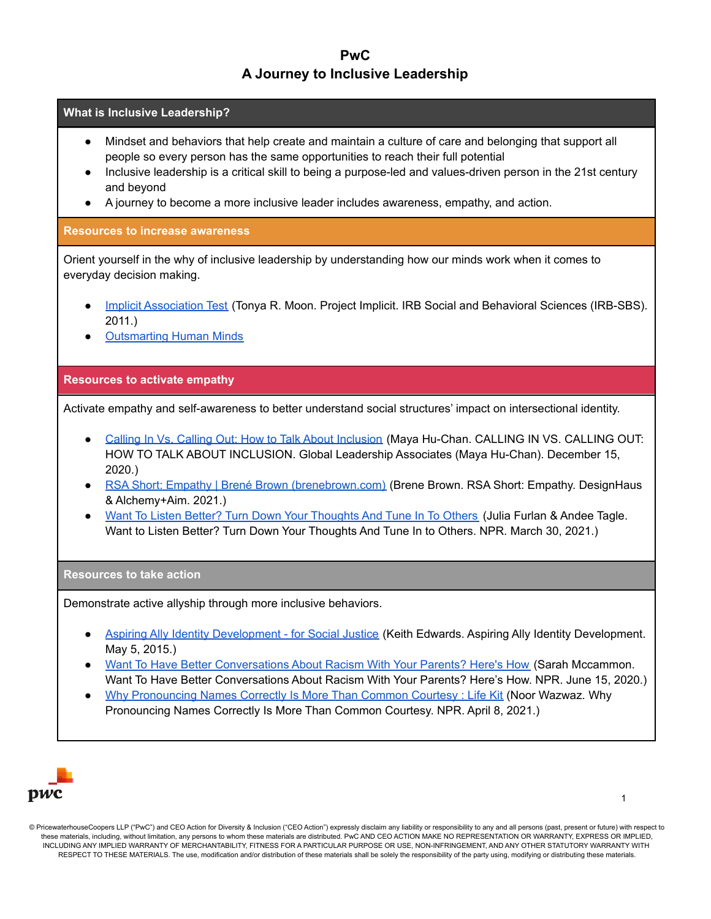# PwC
## A Journey to Inclusive Leadership

### What is Inclusive Leadership?

- Mindset and behaviors that help create and maintain a culture of care and belonging that support all people so every person has the same opportunities to reach their full potential
- Inclusive leadership is a critical skill to being a purpose-led and values-driven person in the 21st century and beyond
- A journey to become a more inclusive leader includes awareness, empathy, and action.

### Resources to increase awareness

Orient yourself in the why of inclusive leadership by understanding how our minds work when it comes to everyday decision making.

- Implicit Association Test (Tonya R. Moon. Project Implicit. IRB Social and Behavioral Sciences (IRB-SBS). 2011.)
- Outsmarting Human Minds

### Resources to activate empathy

Activate empathy and self-awareness to better understand social structures' impact on intersectional identity.

- Calling In Vs. Calling Out: How to Talk About Inclusion (Maya Hu-Chan. CALLING IN VS. CALLING OUT: HOW TO TALK ABOUT INCLUSION. Global Leadership Associates (Maya Hu-Chan). December 15, 2020.)
- RSA Short: Empathy | Brené Brown (brenebrown.com) (Brene Brown. RSA Short: Empathy. DesignHaus & Alchemy+Aim. 2021.)
- Want To Listen Better? Turn Down Your Thoughts And Tune In To Others (Julia Furlan & Andee Tagle. Want to Listen Better? Turn Down Your Thoughts And Tune In to Others. NPR. March 30, 2021.)

### Resources to take action

Demonstrate active allyship through more inclusive behaviors.

- Aspiring Ally Identity Development - for Social Justice (Keith Edwards. Aspiring Ally Identity Development. May 5, 2015.)
- Want To Have Better Conversations About Racism With Your Parents? Here's How (Sarah Mccammon. Want To Have Better Conversations About Racism With Your Parents? Here's How. NPR. June 15, 2020.)
- Why Pronouncing Names Correctly Is More Than Common Courtesy : Life Kit (Noor Wazwaz. Why Pronouncing Names Correctly Is More Than Common Courtesy. NPR. April 8, 2021.)

© PricewaterhouseCoopers LLP ("PwC") and CEO Action for Diversity & Inclusion ("CEO Action") expressly disclaim any liability or responsibility to any and all persons (past, present or future) with respect to these materials, including, without limitation, any persons to whom these materials are distributed. PwC AND CEO ACTION MAKE NO REPRESENTATION OR WARRANTY, EXPRESS OR IMPLIED, INCLUDING ANY IMPLIED WARRANTY OF MERCHANTABILITY, FITNESS FOR A PARTICULAR PURPOSE OR USE, NON-INFRINGEMENT, AND ANY OTHER STATUTORY WARRANTY WITH RESPECT TO THESE MATERIALS. The use, modification and/or distribution of these materials shall be solely the responsibility of the party using, modifying or distributing these materials.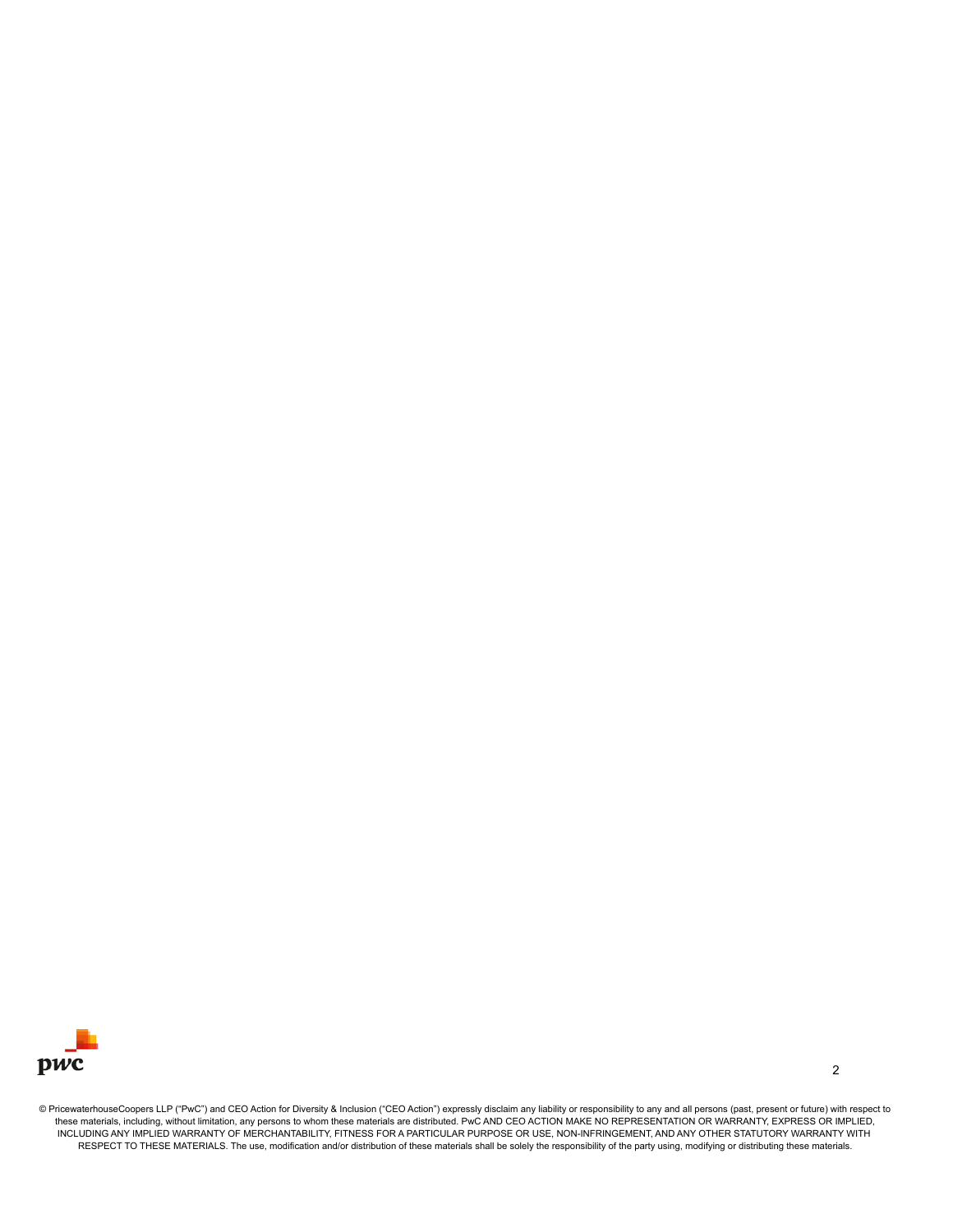© PricewaterhouseCoopers LLP ("PwC") and CEO Action for Diversity & Inclusion ("CEO Action") expressly disclaim any liability or responsibility to any and all persons (past, present or future) with respect to these materials, including, without limitation, any persons to whom these materials are distributed. PwC AND CEO ACTION MAKE NO REPRESENTATION OR WARRANTY, EXPRESS OR IMPLIED, INCLUDING ANY IMPLIED WARRANTY OF MERCHANTABILITY, FITNESS FOR A PARTICULAR PURPOSE OR USE, NON-INFRINGEMENT, AND ANY OTHER STATUTORY WARRANTY WITH RESPECT TO THESE MATERIALS. The use, modification and/or distribution of these materials shall be solely the responsibility of the party using, modifying or distributing these materials.